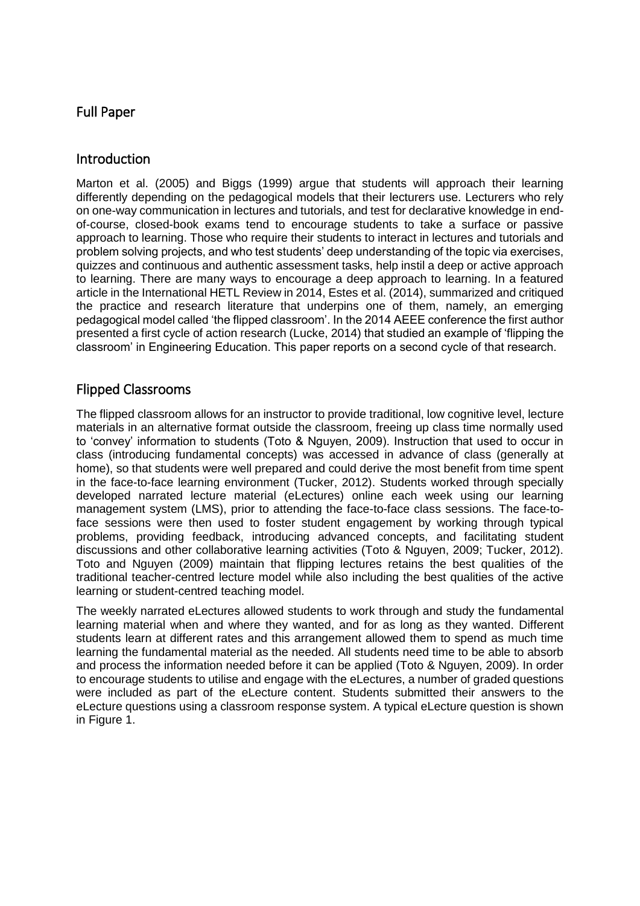# Full Paper

## Introduction

Marton et al. (2005) and Biggs (1999) argue that students will approach their learning differently depending on the pedagogical models that their lecturers use. Lecturers who rely on one-way communication in lectures and tutorials, and test for declarative knowledge in end-of-course, closed-book exams tend to encourage students to take a surface or passive approach to learning. Those who require their students to interact in lectures and tutorials and problem solving projects, and who test students' deep understanding of the topic via exercises, quizzes and continuous and authentic assessment tasks, help instil a deep or active approach to learning. There are many ways to encourage a deep approach to learning. In a featured article in the International HETL Review in 2014, Estes et al. (2014), summarized and critiqued the practice and research literature that underpins one of them, namely, an emerging pedagogical model called 'the flipped classroom'. In the 2014 AEEE conference the first author presented a first cycle of action research (Lucke, 2014) that studied an example of 'flipping the classroom' in Engineering Education. This paper reports on a second cycle of that research.

## Flipped Classrooms

The flipped classroom allows for an instructor to provide traditional, low cognitive level, lecture materials in an alternative format outside the classroom, freeing up class time normally used to 'convey' information to students (Toto & Nguyen, 2009). Instruction that used to occur in class (introducing fundamental concepts) was accessed in advance of class (generally at home), so that students were well prepared and could derive the most benefit from time spent in the face-to-face learning environment (Tucker, 2012). Students worked through specially developed narrated lecture material (eLectures) online each week using our learning management system (LMS), prior to attending the face-to-face class sessions. The face-to-face sessions were then used to foster student engagement by working through typical problems, providing feedback, introducing advanced concepts, and facilitating student discussions and other collaborative learning activities (Toto & Nguyen, 2009; Tucker, 2012). Toto and Nguyen (2009) maintain that flipping lectures retains the best qualities of the traditional teacher-centred lecture model while also including the best qualities of the active learning or student-centred teaching model.

The weekly narrated eLectures allowed students to work through and study the fundamental learning material when and where they wanted, and for as long as they wanted. Different students learn at different rates and this arrangement allowed them to spend as much time learning the fundamental material as the needed. All students need time to be able to absorb and process the information needed before it can be applied (Toto & Nguyen, 2009). In order to encourage students to utilise and engage with the eLectures, a number of graded questions were included as part of the eLecture content. Students submitted their answers to the eLecture questions using a classroom response system. A typical eLecture question is shown in Figure 1.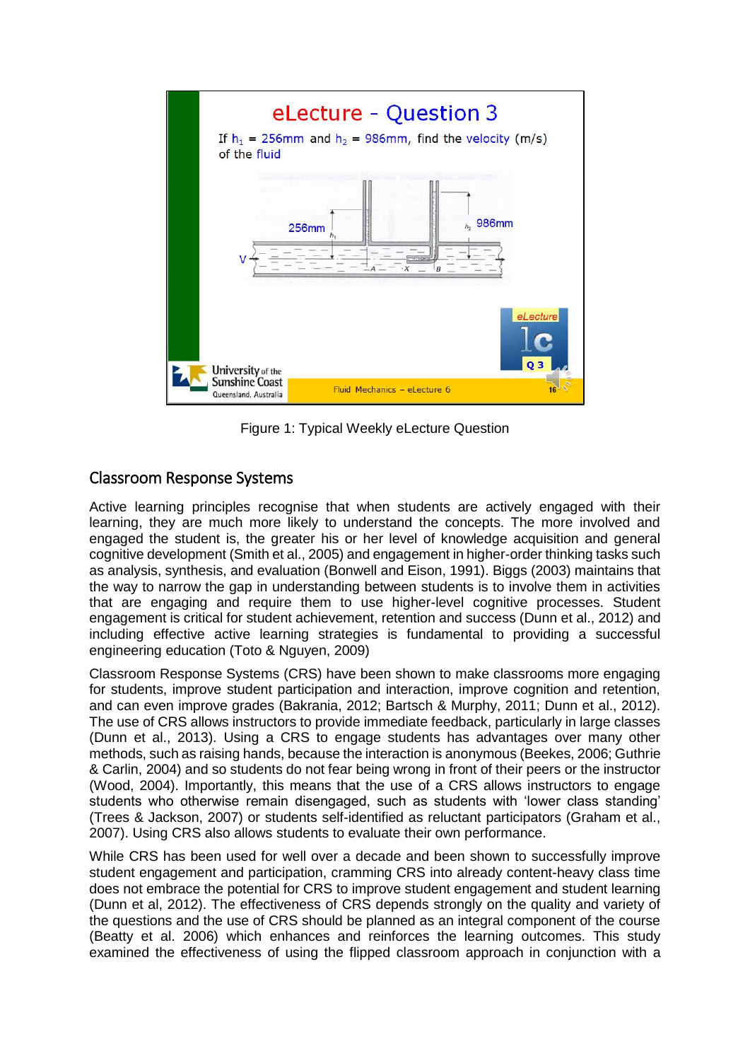Figure 1: Typical Weekly eLecture Question

## Classroom Response Systems

Active learning principles recognise that when students are actively engaged with their learning, they are much more likely to understand the concepts. The more involved and engaged the student is, the greater his or her level of knowledge acquisition and general cognitive development (Smith et al., 2005) and engagement in higher-order thinking tasks such as analysis, synthesis, and evaluation (Bonwell and Eison, 1991). Biggs (2003) maintains that the way to narrow the gap in understanding between students is to involve them in activities that are engaging and require them to use higher-level cognitive processes. Student engagement is critical for student achievement, retention and success (Dunn et al., 2012) and including effective active learning strategies is fundamental to providing a successful engineering education (Toto & Nguyen, 2009)

Classroom Response Systems (CRS) have been shown to make classrooms more engaging for students, improve student participation and interaction, improve cognition and retention, and can even improve grades (Bakrania, 2012; Bartsch & Murphy, 2011; Dunn et al., 2012). The use of CRS allows instructors to provide immediate feedback, particularly in large classes (Dunn et al., 2013). Using a CRS to engage students has advantages over many other methods, such as raising hands, because the interaction is anonymous (Beekes, 2006; Guthrie & Carlin, 2004) and so students do not fear being wrong in front of their peers or the instructor (Wood, 2004). Importantly, this means that the use of a CRS allows instructors to engage students who otherwise remain disengaged, such as students with 'lower class standing' (Trees & Jackson, 2007) or students self-identified as reluctant participators (Graham et al., 2007). Using CRS also allows students to evaluate their own performance.

While CRS has been used for well over a decade and been shown to successfully improve student engagement and participation, cramming CRS into already content-heavy class time does not embrace the potential for CRS to improve student engagement and student learning (Dunn et al, 2012). The effectiveness of CRS depends strongly on the quality and variety of the questions and the use of CRS should be planned as an integral component of the course (Beatty et al. 2006) which enhances and reinforces the learning outcomes. This study examined the effectiveness of using the flipped classroom approach in conjunction with a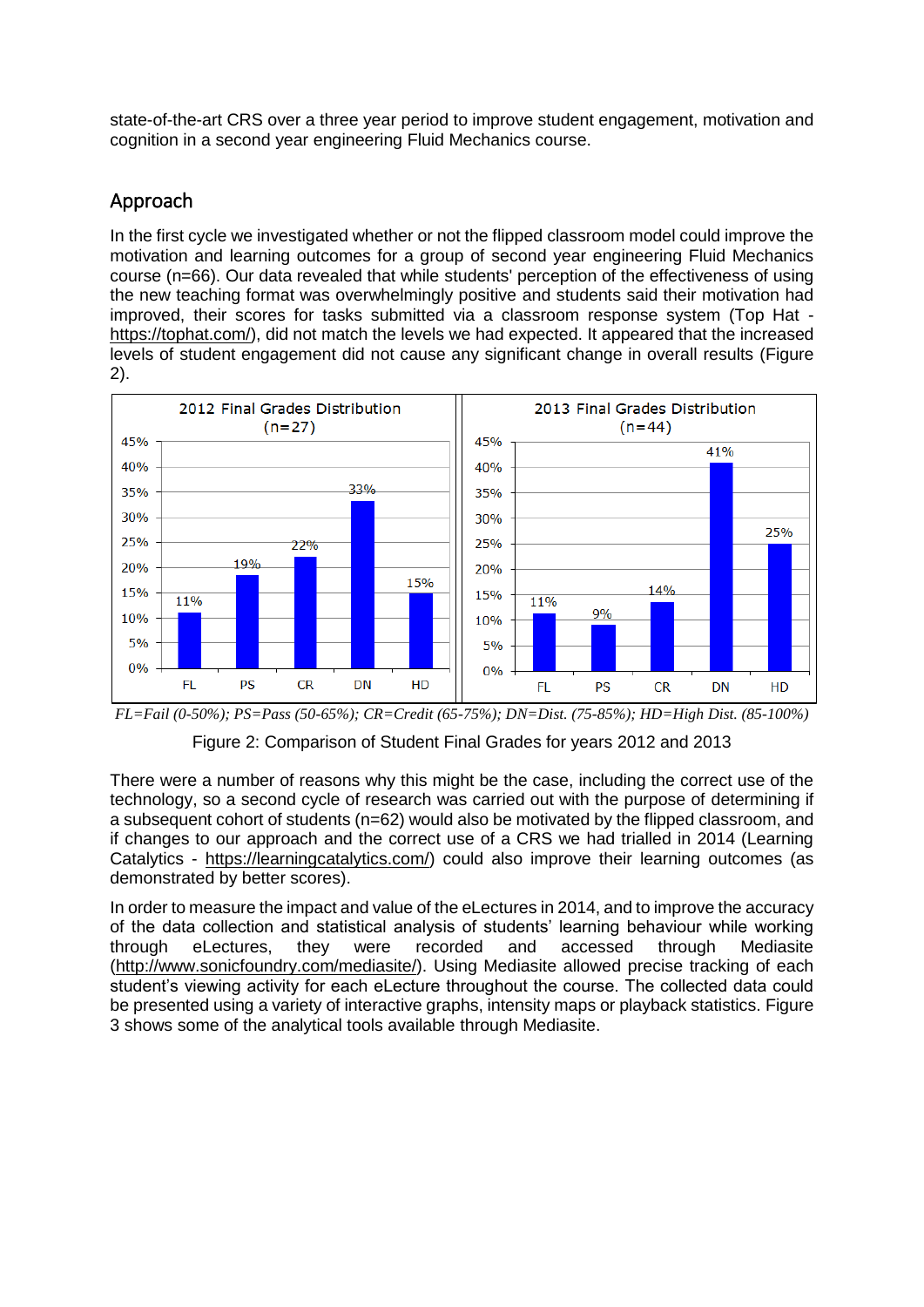state-of-the-art CRS over a three year period to improve student engagement, motivation and cognition in a second year engineering Fluid Mechanics course.

## Approach

In the first cycle we investigated whether or not the flipped classroom model could improve the motivation and learning outcomes for a group of second year engineering Fluid Mechanics course (n=66). Our data revealed that while students' perception of the effectiveness of using the new teaching format was overwhelmingly positive and students said their motivation had improved, their scores for tasks submitted via a classroom response system (Top Hat - https://tophat.com/), did not match the levels we had expected. It appeared that the increased levels of student engagement did not cause any significant change in overall results (Figure 2).

2012 Final Grades Distribution (n=27)

| Grade | FL | PS | CR | DN | HD |
|---|---|---|---|---|---|
| 2012 | 11% | 19% | 22% | 33% | 15% |

2013 Final Grades Distribution (n=44)

| Grade | FL | PS | CR | DN | HD |
|---|---|---|---|---|---|
| 2013 | 11% | 9% | 14% | 41% | 25% |

*FL=Fail (0-50%); PS=Pass (50-65%); CR=Credit (65-75%); DN=Dist. (75-85%); HD=High Dist. (85-100%)*

Figure 2: Comparison of Student Final Grades for years 2012 and 2013

There were a number of reasons why this might be the case, including the correct use of the technology, so a second cycle of research was carried out with the purpose of determining if a subsequent cohort of students (n=62) would also be motivated by the flipped classroom, and if changes to our approach and the correct use of a CRS we had trialled in 2014 (Learning Catalytics - https://learningcatalytics.com/) could also improve their learning outcomes (as demonstrated by better scores).

In order to measure the impact and value of the eLectures in 2014, and to improve the accuracy of the data collection and statistical analysis of students' learning behaviour while working through eLectures, they were recorded and accessed through Mediasite (http://www.sonicfoundry.com/mediasite/). Using Mediasite allowed precise tracking of each student's viewing activity for each eLecture throughout the course. The collected data could be presented using a variety of interactive graphs, intensity maps or playback statistics. Figure 3 shows some of the analytical tools available through Mediasite.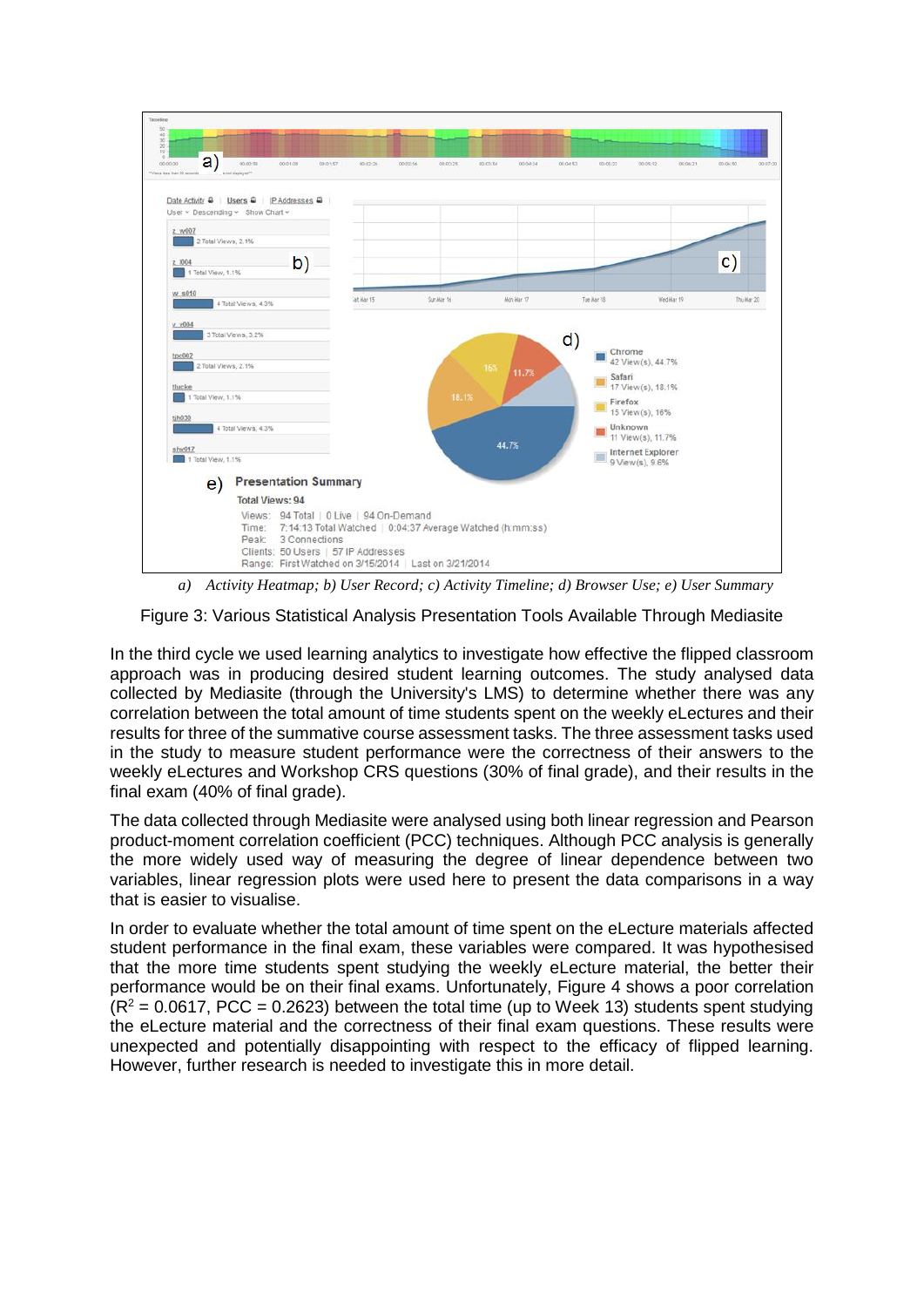*a) Activity Heatmap; b) User Record; c) Activity Timeline; d) Browser Use; e) User Summary*

Figure 3: Various Statistical Analysis Presentation Tools Available Through Mediasite

In the third cycle we used learning analytics to investigate how effective the flipped classroom approach was in producing desired student learning outcomes. The study analysed data collected by Mediasite (through the University's LMS) to determine whether there was any correlation between the total amount of time students spent on the weekly eLectures and their results for three of the summative course assessment tasks. The three assessment tasks used in the study to measure student performance were the correctness of their answers to the weekly eLectures and Workshop CRS questions (30% of final grade), and their results in the final exam (40% of final grade).

The data collected through Mediasite were analysed using both linear regression and Pearson product-moment correlation coefficient (PCC) techniques. Although PCC analysis is generally the more widely used way of measuring the degree of linear dependence between two variables, linear regression plots were used here to present the data comparisons in a way that is easier to visualise.

In order to evaluate whether the total amount of time spent on the eLecture materials affected student performance in the final exam, these variables were compared. It was hypothesised that the more time students spent studying the weekly eLecture material, the better their performance would be on their final exams. Unfortunately, Figure 4 shows a poor correlation ($R^2$ = 0.0617, PCC = 0.2623) between the total time (up to Week 13) students spent studying the eLecture material and the correctness of their final exam questions. These results were unexpected and potentially disappointing with respect to the efficacy of flipped learning. However, further research is needed to investigate this in more detail.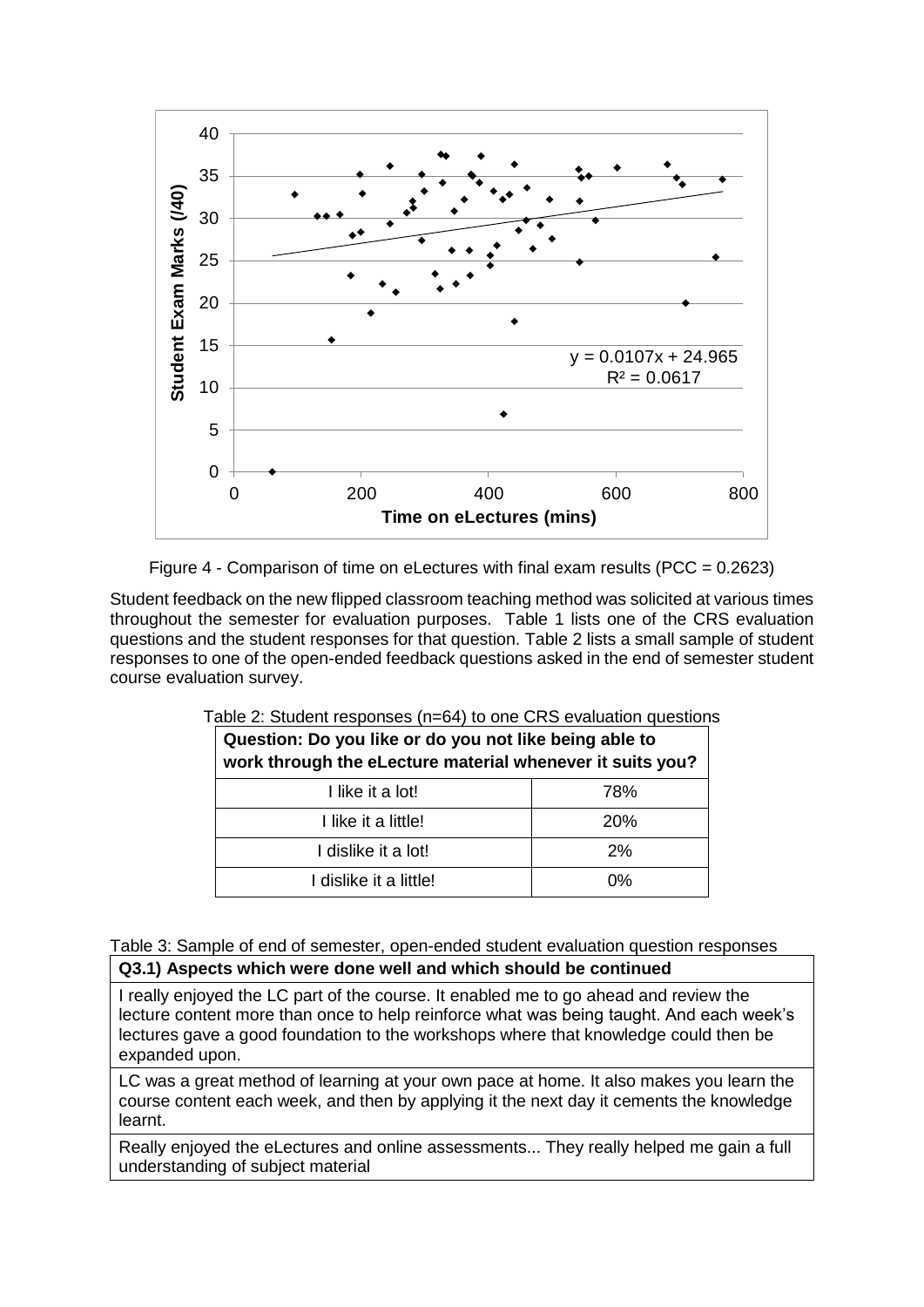Figure 4 - Comparison of time on eLectures with final exam results (PCC = 0.2623)

Student feedback on the new flipped classroom teaching method was solicited at various times throughout the semester for evaluation purposes. Table 1 lists one of the CRS evaluation questions and the student responses for that question. Table 2 lists a small sample of student responses to one of the open-ended feedback questions asked in the end of semester student course evaluation survey.

Table 2: Student responses (n=64) to one CRS evaluation questions

| **Question: Do you like or do you not like being able to work through the eLecture material whenever it suits you?** | |
|---|---|
| I like it a lot! | 78% |
| I like it a little! | 20% |
| I dislike it a lot! | 2% |
| I dislike it a little! | 0% |

Table 3: Sample of end of semester, open-ended student evaluation question responses

| **Q3.1) Aspects which were done well and which should be continued** |
|---|
| I really enjoyed the LC part of the course. It enabled me to go ahead and review the lecture content more than once to help reinforce what was being taught. And each week's lectures gave a good foundation to the workshops where that knowledge could then be expanded upon. |
| LC was a great method of learning at your own pace at home. It also makes you learn the course content each week, and then by applying it the next day it cements the knowledge learnt. |
| Really enjoyed the eLectures and online assessments... They really helped me gain a full understanding of subject material |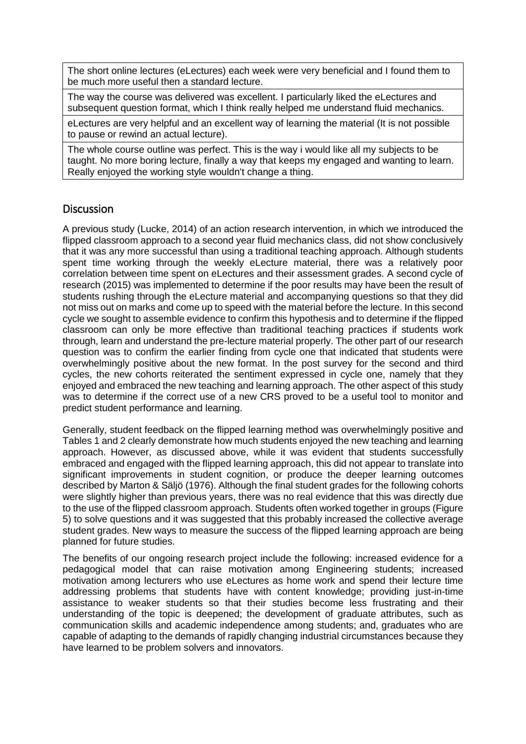| |
|---|
| The short online lectures (eLectures) each week were very beneficial and I found them to be much more useful then a standard lecture. |
| The way the course was delivered was excellent. I particularly liked the eLectures and subsequent question format, which I think really helped me understand fluid mechanics. |
| eLectures are very helpful and an excellent way of learning the material (It is not possible to pause or rewind an actual lecture). |
| The whole course outline was perfect. This is the way i would like all my subjects to be taught. No more boring lecture, finally a way that keeps my engaged and wanting to learn. Really enjoyed the working style wouldn't change a thing. |

## Discussion

A previous study (Lucke, 2014) of an action research intervention, in which we introduced the flipped classroom approach to a second year fluid mechanics class, did not show conclusively that it was any more successful than using a traditional teaching approach. Although students spent time working through the weekly eLecture material, there was a relatively poor correlation between time spent on eLectures and their assessment grades. A second cycle of research (2015) was implemented to determine if the poor results may have been the result of students rushing through the eLecture material and accompanying questions so that they did not miss out on marks and come up to speed with the material before the lecture. In this second cycle we sought to assemble evidence to confirm this hypothesis and to determine if the flipped classroom can only be more effective than traditional teaching practices if students work through, learn and understand the pre-lecture material properly. The other part of our research question was to confirm the earlier finding from cycle one that indicated that students were overwhelmingly positive about the new format. In the post survey for the second and third cycles, the new cohorts reiterated the sentiment expressed in cycle one, namely that they enjoyed and embraced the new teaching and learning approach. The other aspect of this study was to determine if the correct use of a new CRS proved to be a useful tool to monitor and predict student performance and learning.

Generally, student feedback on the flipped learning method was overwhelmingly positive and Tables 1 and 2 clearly demonstrate how much students enjoyed the new teaching and learning approach. However, as discussed above, while it was evident that students successfully embraced and engaged with the flipped learning approach, this did not appear to translate into significant improvements in student cognition, or produce the deeper learning outcomes described by Marton & Säljö (1976). Although the final student grades for the following cohorts were slightly higher than previous years, there was no real evidence that this was directly due to the use of the flipped classroom approach. Students often worked together in groups (Figure 5) to solve questions and it was suggested that this probably increased the collective average student grades. New ways to measure the success of the flipped learning approach are being planned for future studies.

The benefits of our ongoing research project include the following: increased evidence for a pedagogical model that can raise motivation among Engineering students; increased motivation among lecturers who use eLectures as home work and spend their lecture time addressing problems that students have with content knowledge; providing just-in-time assistance to weaker students so that their studies become less frustrating and their understanding of the topic is deepened; the development of graduate attributes, such as communication skills and academic independence among students; and, graduates who are capable of adapting to the demands of rapidly changing industrial circumstances because they have learned to be problem solvers and innovators.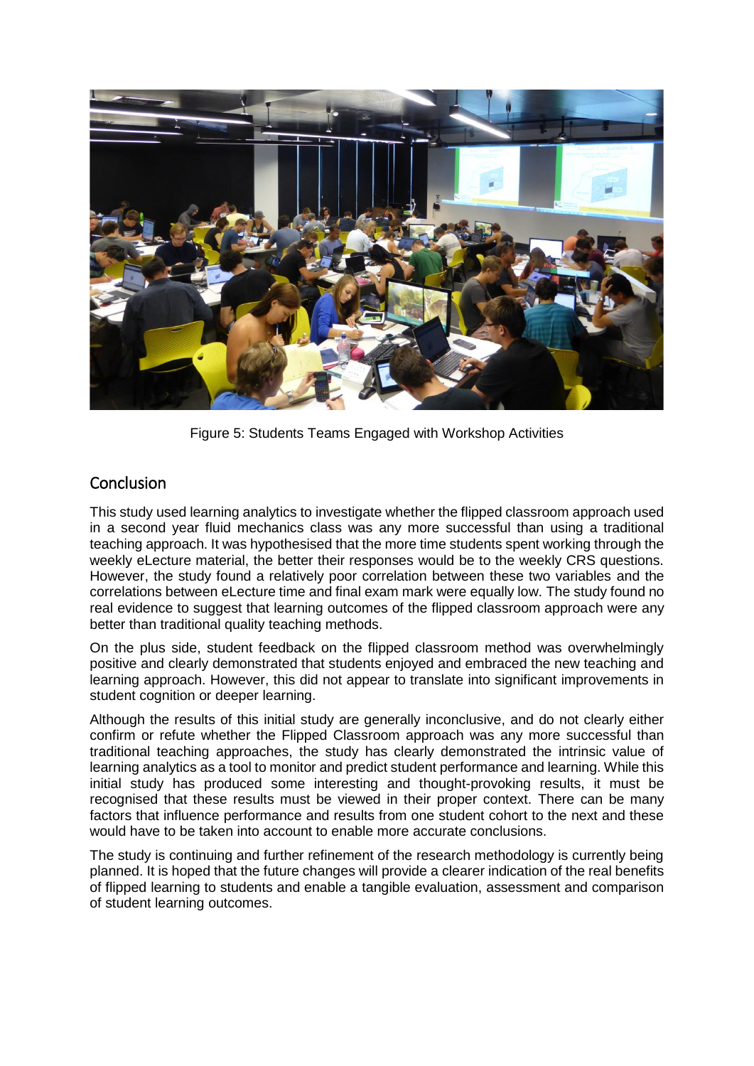Figure 5: Students Teams Engaged with Workshop Activities

## Conclusion

This study used learning analytics to investigate whether the flipped classroom approach used in a second year fluid mechanics class was any more successful than using a traditional teaching approach. It was hypothesised that the more time students spent working through the weekly eLecture material, the better their responses would be to the weekly CRS questions. However, the study found a relatively poor correlation between these two variables and the correlations between eLecture time and final exam mark were equally low. The study found no real evidence to suggest that learning outcomes of the flipped classroom approach were any better than traditional quality teaching methods.

On the plus side, student feedback on the flipped classroom method was overwhelmingly positive and clearly demonstrated that students enjoyed and embraced the new teaching and learning approach. However, this did not appear to translate into significant improvements in student cognition or deeper learning.

Although the results of this initial study are generally inconclusive, and do not clearly either confirm or refute whether the Flipped Classroom approach was any more successful than traditional teaching approaches, the study has clearly demonstrated the intrinsic value of learning analytics as a tool to monitor and predict student performance and learning. While this initial study has produced some interesting and thought-provoking results, it must be recognised that these results must be viewed in their proper context. There can be many factors that influence performance and results from one student cohort to the next and these would have to be taken into account to enable more accurate conclusions.

The study is continuing and further refinement of the research methodology is currently being planned. It is hoped that the future changes will provide a clearer indication of the real benefits of flipped learning to students and enable a tangible evaluation, assessment and comparison of student learning outcomes.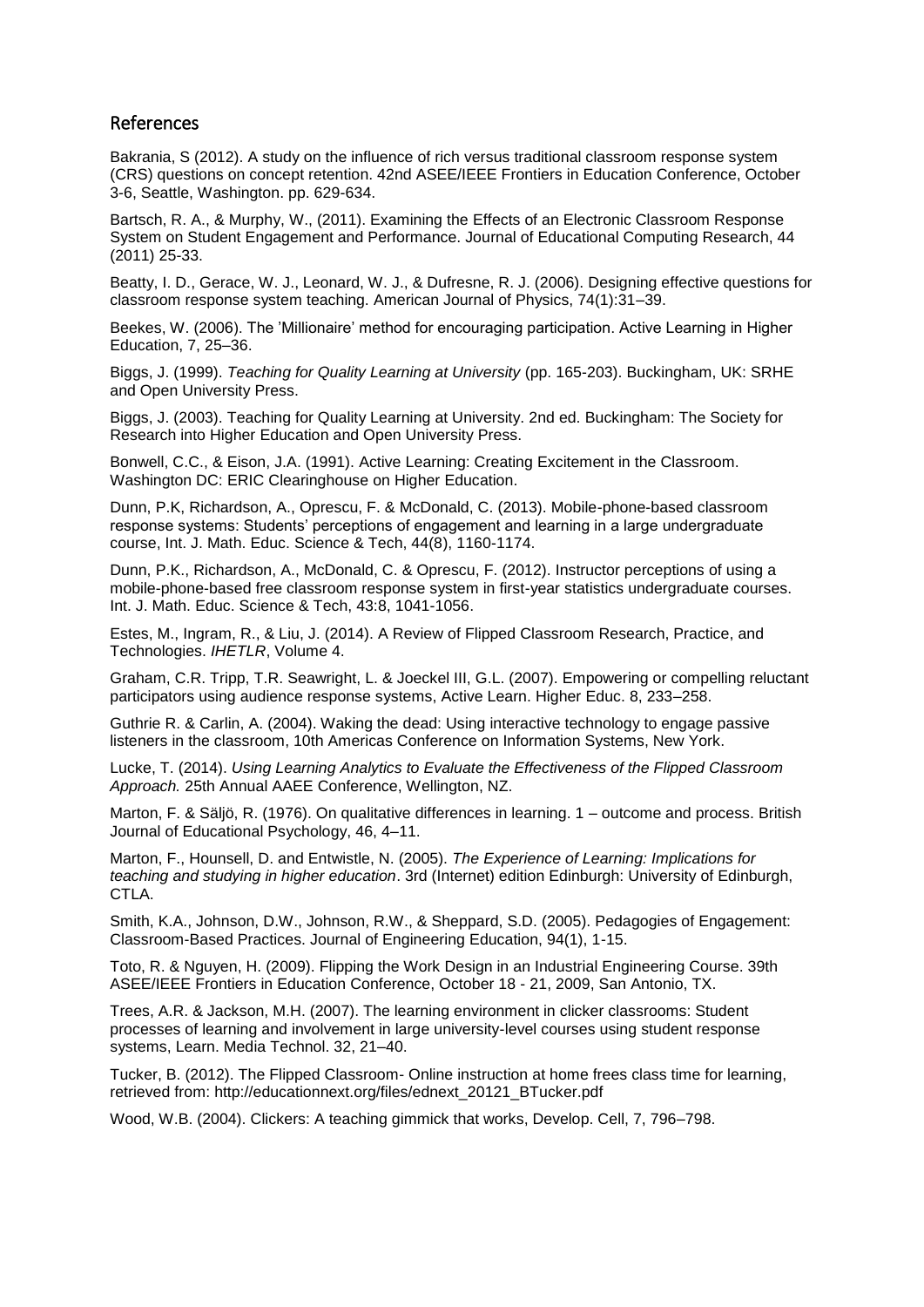## References

Bakrania, S (2012). A study on the influence of rich versus traditional classroom response system (CRS) questions on concept retention. 42nd ASEE/IEEE Frontiers in Education Conference, October 3-6, Seattle, Washington. pp. 629-634.

Bartsch, R. A., & Murphy, W., (2011). Examining the Effects of an Electronic Classroom Response System on Student Engagement and Performance. Journal of Educational Computing Research, 44 (2011) 25-33.

Beatty, I. D., Gerace, W. J., Leonard, W. J., & Dufresne, R. J. (2006). Designing effective questions for classroom response system teaching. American Journal of Physics, 74(1):31–39.

Beekes, W. (2006). The 'Millionaire' method for encouraging participation. Active Learning in Higher Education, 7, 25–36.

Biggs, J. (1999). *Teaching for Quality Learning at University* (pp. 165-203). Buckingham, UK: SRHE and Open University Press.

Biggs, J. (2003). Teaching for Quality Learning at University. 2nd ed. Buckingham: The Society for Research into Higher Education and Open University Press.

Bonwell, C.C., & Eison, J.A. (1991). Active Learning: Creating Excitement in the Classroom. Washington DC: ERIC Clearinghouse on Higher Education.

Dunn, P.K, Richardson, A., Oprescu, F. & McDonald, C. (2013). Mobile-phone-based classroom response systems: Students' perceptions of engagement and learning in a large undergraduate course, Int. J. Math. Educ. Science & Tech, 44(8), 1160-1174.

Dunn, P.K., Richardson, A., McDonald, C. & Oprescu, F. (2012). Instructor perceptions of using a mobile-phone-based free classroom response system in first-year statistics undergraduate courses. Int. J. Math. Educ. Science & Tech, 43:8, 1041-1056.

Estes, M., Ingram, R., & Liu, J. (2014). A Review of Flipped Classroom Research, Practice, and Technologies. *IHETLR*, Volume 4.

Graham, C.R. Tripp, T.R. Seawright, L. & Joeckel III, G.L. (2007). Empowering or compelling reluctant participators using audience response systems, Active Learn. Higher Educ. 8, 233–258.

Guthrie R. & Carlin, A. (2004). Waking the dead: Using interactive technology to engage passive listeners in the classroom, 10th Americas Conference on Information Systems, New York.

Lucke, T. (2014). *Using Learning Analytics to Evaluate the Effectiveness of the Flipped Classroom Approach.* 25th Annual AAEE Conference, Wellington, NZ.

Marton, F. & Säljö, R. (1976). On qualitative differences in learning. 1 – outcome and process. British Journal of Educational Psychology, 46, 4–11.

Marton, F., Hounsell, D. and Entwistle, N. (2005). *The Experience of Learning: Implications for teaching and studying in higher education*. 3rd (Internet) edition Edinburgh: University of Edinburgh, CTLA.

Smith, K.A., Johnson, D.W., Johnson, R.W., & Sheppard, S.D. (2005). Pedagogies of Engagement: Classroom-Based Practices. Journal of Engineering Education, 94(1), 1-15.

Toto, R. & Nguyen, H. (2009). Flipping the Work Design in an Industrial Engineering Course. 39th ASEE/IEEE Frontiers in Education Conference, October 18 - 21, 2009, San Antonio, TX.

Trees, A.R. & Jackson, M.H. (2007). The learning environment in clicker classrooms: Student processes of learning and involvement in large university-level courses using student response systems, Learn. Media Technol. 32, 21–40.

Tucker, B. (2012). The Flipped Classroom- Online instruction at home frees class time for learning, retrieved from: http://educationnext.org/files/ednext_20121_BTucker.pdf

Wood, W.B. (2004). Clickers: A teaching gimmick that works, Develop. Cell, 7, 796–798.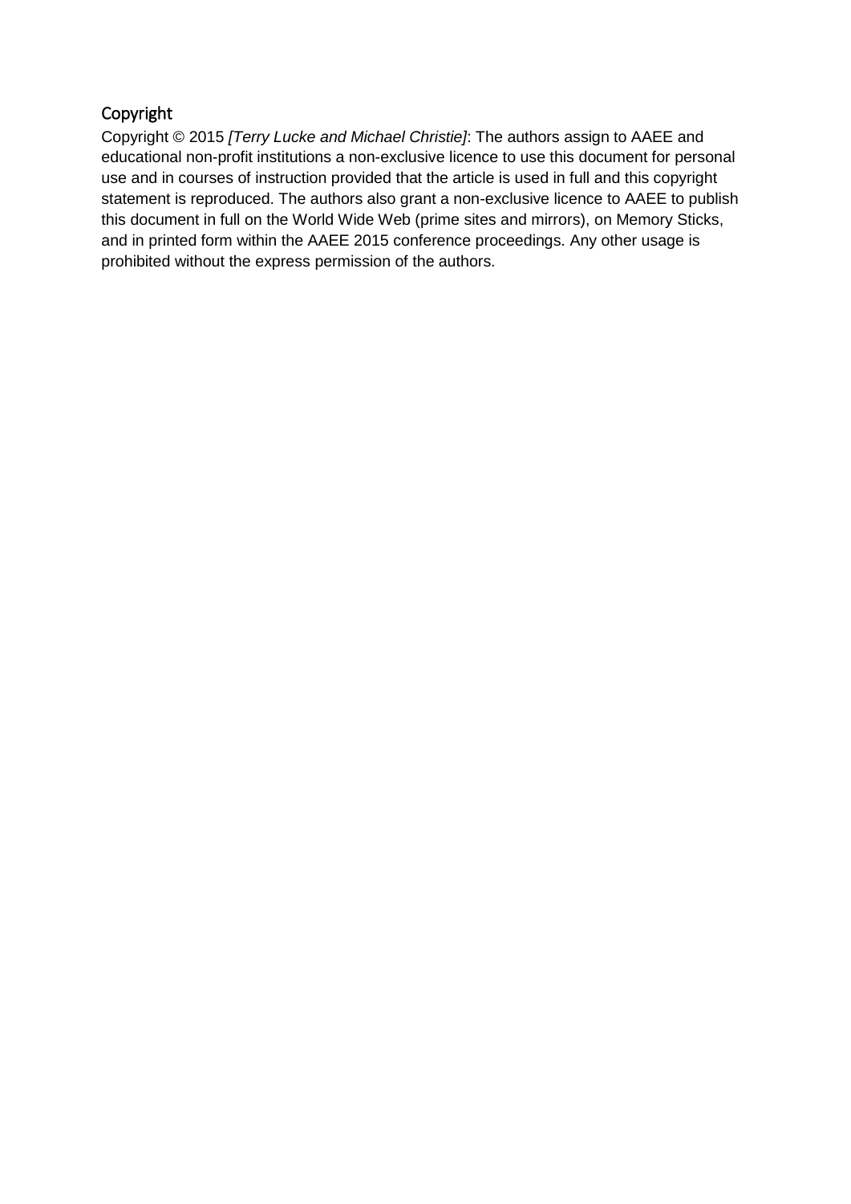## Copyright

Copyright © 2015 *[Terry Lucke and Michael Christie]*: The authors assign to AAEE and educational non-profit institutions a non-exclusive licence to use this document for personal use and in courses of instruction provided that the article is used in full and this copyright statement is reproduced. The authors also grant a non-exclusive licence to AAEE to publish this document in full on the World Wide Web (prime sites and mirrors), on Memory Sticks, and in printed form within the AAEE 2015 conference proceedings. Any other usage is prohibited without the express permission of the authors.